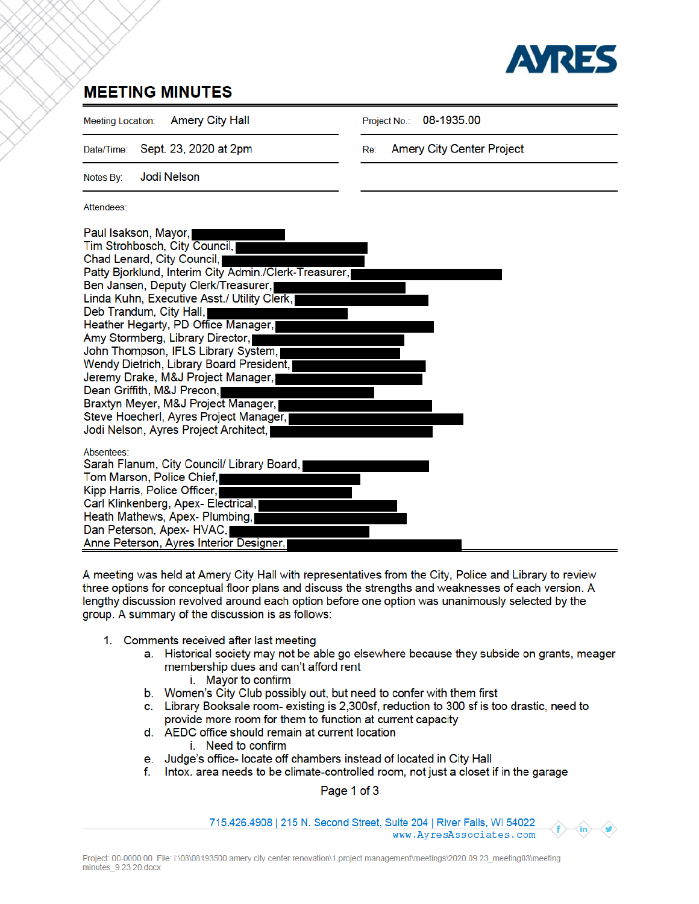# MEETING MINUTES

| | | | |
|---|---|---|---|
| Meeting Location: | Amery City Hall | Project No.: | 08-1935.00 |
| Date/Time: | Sept. 23, 2020 at 2pm | Re: | Amery City Center Project |
| Notes By: | Jodi Nelson | | |

Attendees:

Paul Isakson, Mayor,
Tim Strohbosch, City Council,
Chad Lenard, City Council,
Patty Bjorklund, Interim City Admin./Clerk-Treasurer,
Ben Jansen, Deputy Clerk/Treasurer,
Linda Kuhn, Executive Asst./ Utility Clerk,
Deb Trandum, City Hall,
Heather Hegarty, PD Office Manager,
Amy Stormberg, Library Director,
John Thompson, IFLS Library System,
Wendy Dietrich, Library Board President,
Jeremy Drake, M&J Project Manager,
Dean Griffith, M&J Precon,
Braxtyn Meyer, M&J Project Manager,
Steve Hoecherl, Ayres Project Manager,
Jodi Nelson, Ayres Project Architect,

Absentees:

Sarah Flanum, City Council/ Library Board,
Tom Marson, Police Chief,
Kipp Harris, Police Officer,
Carl Klinkenberg, Apex- Electrical,
Heath Mathews, Apex- Plumbing,
Dan Peterson, Apex- HVAC,
Anne Peterson, Ayres Interior Designer,

A meeting was held at Amery City Hall with representatives from the City, Police and Library to review three options for conceptual floor plans and discuss the strengths and weaknesses of each version. A lengthy discussion revolved around each option before one option was unanimously selected by the group. A summary of the discussion is as follows:

1. Comments received after last meeting
   a. Historical society may not be able go elsewhere because they subside on grants, meager membership dues and can't afford rent
      i. Mayor to confirm
   b. Women's City Club possibly out, but need to confer with them first
   c. Library Booksale room- existing is 2,300sf, reduction to 300 sf is too drastic, need to provide more room for them to function at current capacity
   d. AEDC office should remain at current location
      i. Need to confirm
   e. Judge's office- locate off chambers instead of located in City Hall
   f. Intox. area needs to be climate-controlled room, not just a closet if in the garage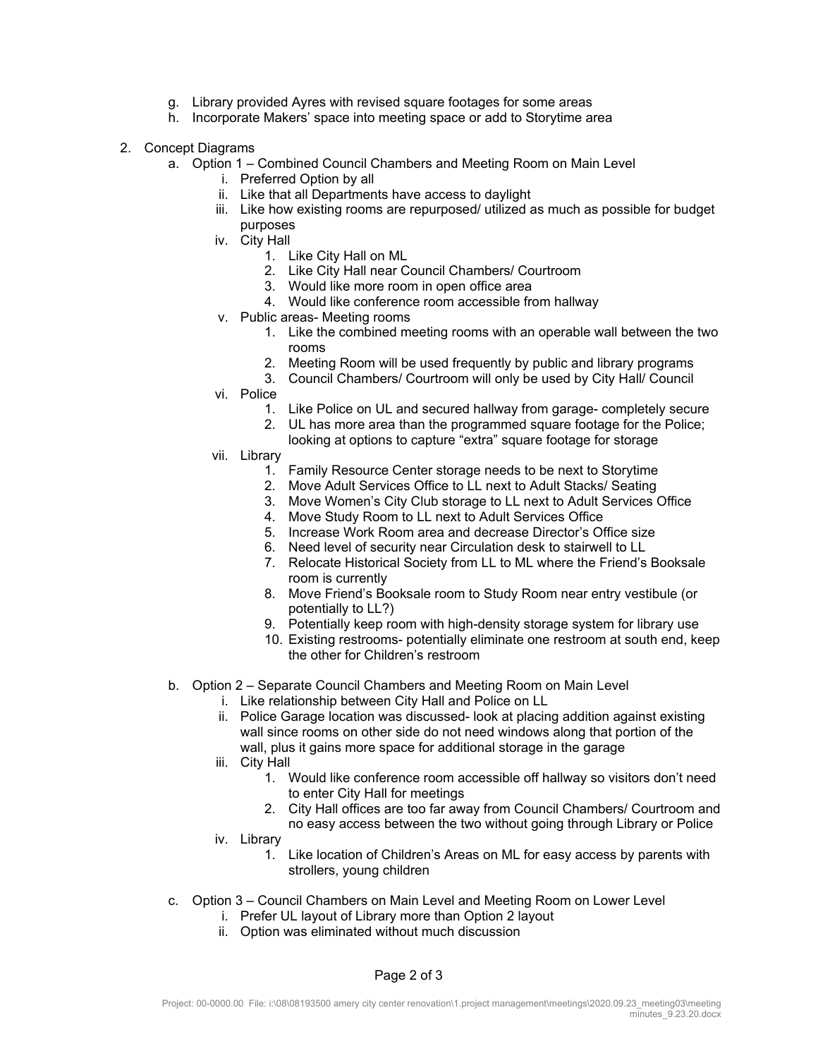g. Library provided Ayres with revised square footages for some areas
h. Incorporate Makers' space into meeting space or add to Storytime area

2. Concept Diagrams
    a. Option 1 – Combined Council Chambers and Meeting Room on Main Level
        i. Preferred Option by all
        ii. Like that all Departments have access to daylight
        iii. Like how existing rooms are repurposed/ utilized as much as possible for budget purposes
        iv. City Hall
            1. Like City Hall on ML
            2. Like City Hall near Council Chambers/ Courtroom
            3. Would like more room in open office area
            4. Would like conference room accessible from hallway
        v. Public areas- Meeting rooms
            1. Like the combined meeting rooms with an operable wall between the two rooms
            2. Meeting Room will be used frequently by public and library programs
            3. Council Chambers/ Courtroom will only be used by City Hall/ Council
        vi. Police
            1. Like Police on UL and secured hallway from garage- completely secure
            2. UL has more area than the programmed square footage for the Police; looking at options to capture "extra" square footage for storage
        vii. Library
            1. Family Resource Center storage needs to be next to Storytime
            2. Move Adult Services Office to LL next to Adult Stacks/ Seating
            3. Move Women's City Club storage to LL next to Adult Services Office
            4. Move Study Room to LL next to Adult Services Office
            5. Increase Work Room area and decrease Director's Office size
            6. Need level of security near Circulation desk to stairwell to LL
            7. Relocate Historical Society from LL to ML where the Friend's Booksale room is currently
            8. Move Friend's Booksale room to Study Room near entry vestibule (or potentially to LL?)
            9. Potentially keep room with high-density storage system for library use
            10. Existing restrooms- potentially eliminate one restroom at south end, keep the other for Children's restroom
    b. Option 2 – Separate Council Chambers and Meeting Room on Main Level
        i. Like relationship between City Hall and Police on LL
        ii. Police Garage location was discussed- look at placing addition against existing wall since rooms on other side do not need windows along that portion of the wall, plus it gains more space for additional storage in the garage
        iii. City Hall
            1. Would like conference room accessible off hallway so visitors don't need to enter City Hall for meetings
            2. City Hall offices are too far away from Council Chambers/ Courtroom and no easy access between the two without going through Library or Police
        iv. Library
            1. Like location of Children's Areas on ML for easy access by parents with strollers, young children
    c. Option 3 – Council Chambers on Main Level and Meeting Room on Lower Level
        i. Prefer UL layout of Library more than Option 2 layout
        ii. Option was eliminated without much discussion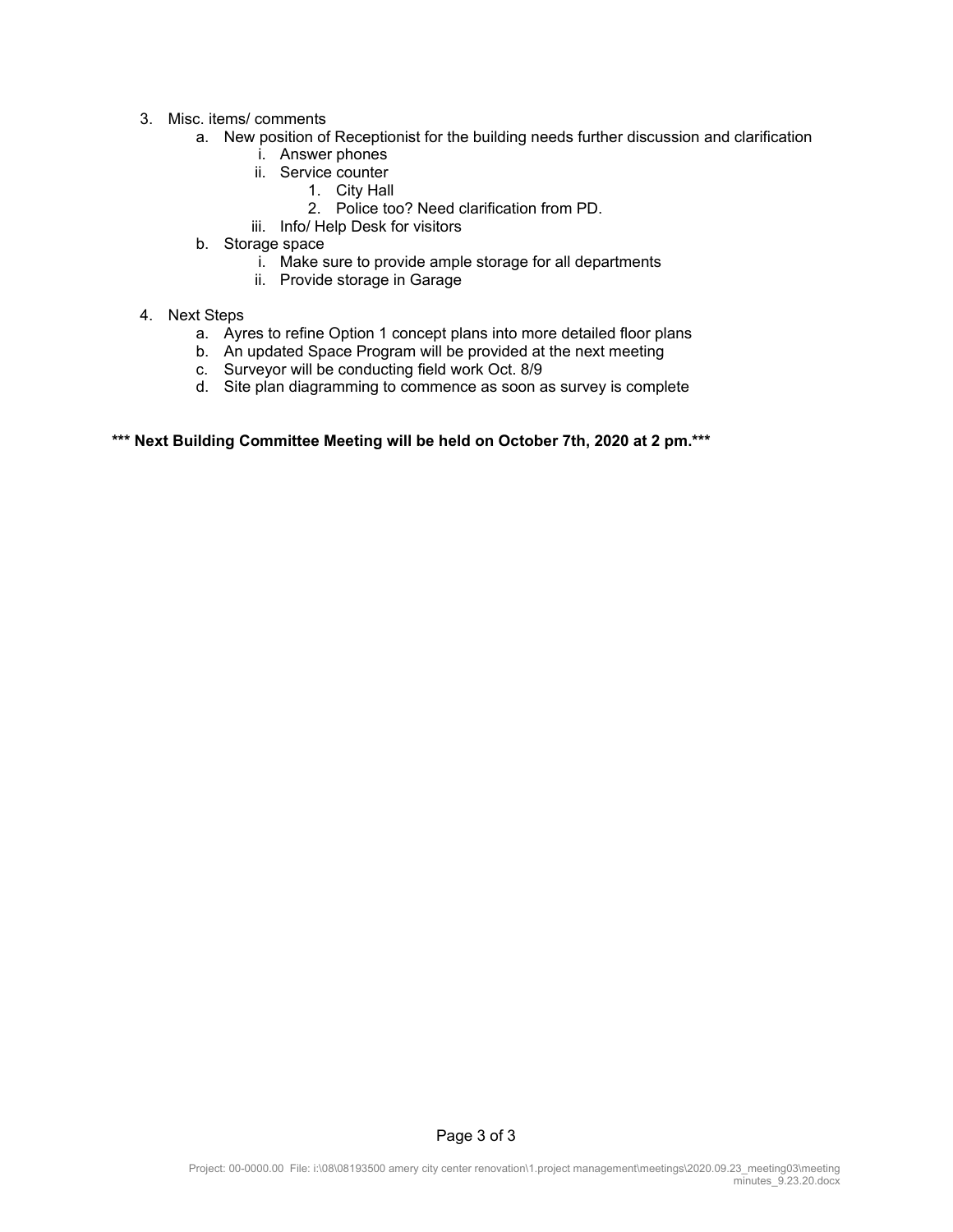3. Misc. items/ comments
    a. New position of Receptionist for the building needs further discussion and clarification
        i. Answer phones
        ii. Service counter
            1. City Hall
            2. Police too? Need clarification from PD.
        iii. Info/ Help Desk for visitors
    b. Storage space
        i. Make sure to provide ample storage for all departments
        ii. Provide storage in Garage

4. Next Steps
    a. Ayres to refine Option 1 concept plans into more detailed floor plans
    b. An updated Space Program will be provided at the next meeting
    c. Surveyor will be conducting field work Oct. 8/9
    d. Site plan diagramming to commence as soon as survey is complete

**\*\*\* Next Building Committee Meeting will be held on October 7th, 2020 at 2 pm.\*\*\***